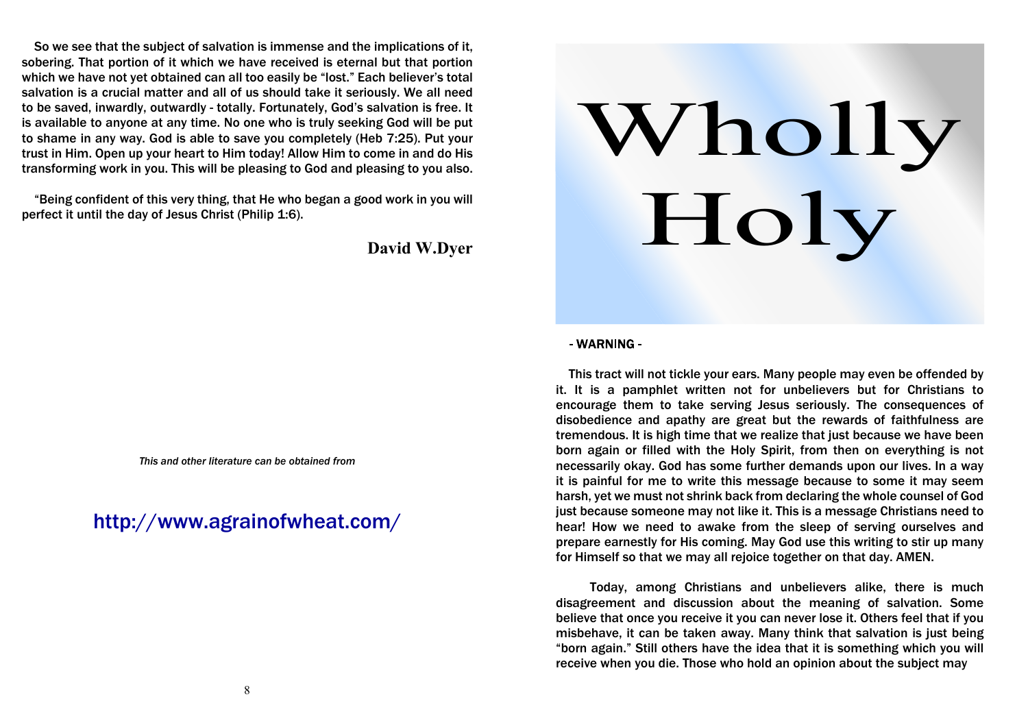So we see that the subject of salvation is immense and the implications of it, sobering. That portion of it which we have received is eternal but that portion which we have not yet obtained can all too easily be "lost." Each believer's total salvation is a crucial matter and all of us should take it seriously. We all need to be saved, inwardly, outwardly - totally. Fortunately, God's salvation is free. It is available to anyone at any time. No one who is truly seeking God will be put to shame in any way. God is able to save you completely (Heb 7:25). Put your trust in Him. Open up your heart to Him today! Allow Him to come in and do His transforming work in you. This will be pleasing to God and pleasing to you also.

"Being confident of this very thing, that He who began a good work in you will perfect it until the day of Jesus Christ (Philip 1:6).

**David W.Dyer**

*This and other literature can be obtained from*

http://www.agrainofwheat.com/

# Wholly Holy

**- WARNING -**

This tract will not tickle your ears. Many people may even be offended by it. It is a pamphlet written not for unbelievers but for Christians to encourage them to take serving Jesus seriously. The consequences of disobedience and apathy are great but the rewards of faithfulness are tremendous. It is high time that we realize that just because we have been born again or filled with the Holy Spirit, from then on everything is not necessarily okay. God has some further demands upon our lives. In a way it is painful for me to write this message because to some it may seem harsh, yet we must not shrink back from declaring the whole counsel of God just because someone may not like it. This is a message Christians need to hear! How we need to awake from the sleep of serving ourselves and prepare earnestly for His coming. May God use this writing to stir up many for Himself so that we may all rejoice together on that day. AMEN.

Today, among Christians and unbelievers alike, there is much disagreement and discussion about the meaning of salvation. Some believe that once you receive it you can never lose it. Others feel that if you misbehave, it can be taken away. Many think that salvation is just being "born again." Still others have the idea that it is something which you will receive when you die. Those who hold an opinion about the subject may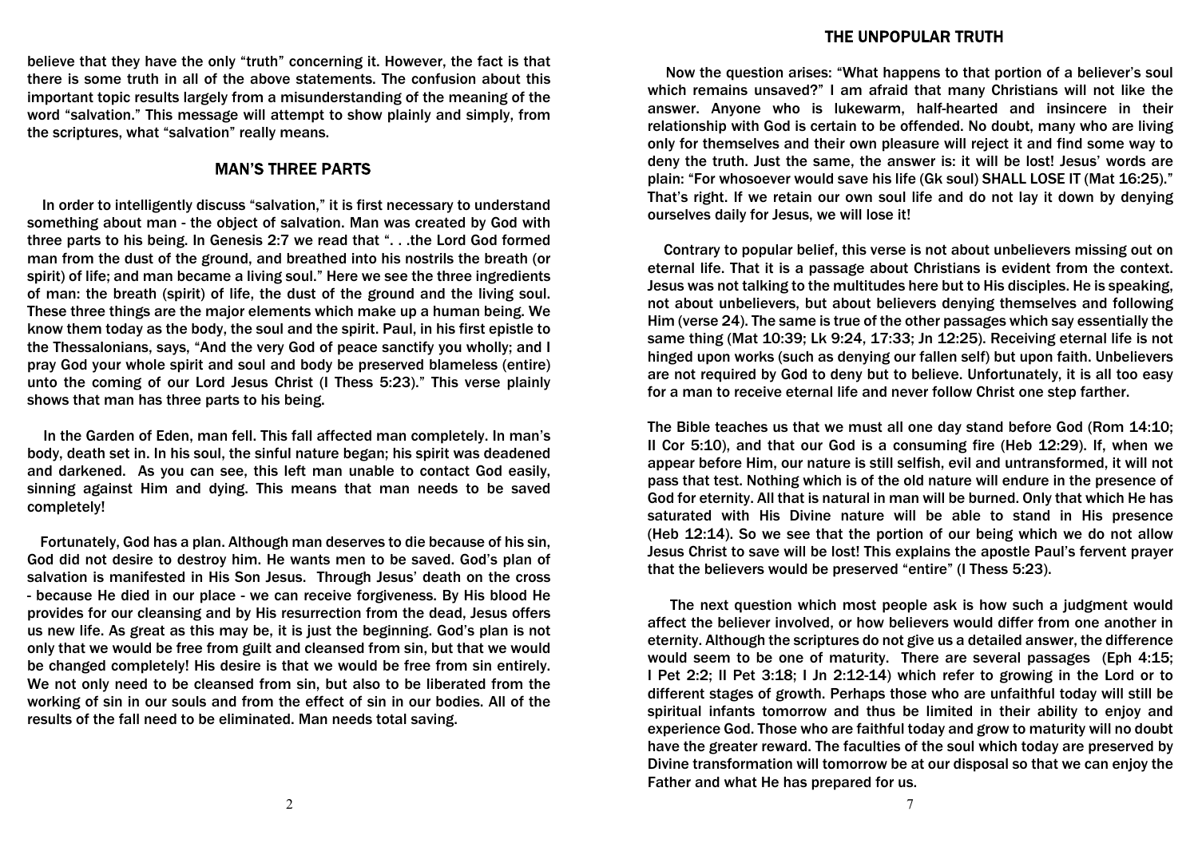believe that they have the only "truth" concerning it. However, the fact is that there is some truth in all of the above statements. The confusion about this important topic results largely from a misunderstanding of the meaning of the word "salvation." This message will attempt to show plainly and simply, from the scriptures, what "salvation" really means.

## MAN'S THREE PARTS

In order to intelligently discuss "salvation," it is first necessary to understand something about man - the object of salvation. Man was created by God with three parts to his being. In Genesis 2:7 we read that ". . .the Lord God formed man from the dust of the ground, and breathed into his nostrils the breath (or spirit) of life; and man became a living soul." Here we see the three ingredients of man: the breath (spirit) of life, the dust of the ground and the living soul. These three things are the major elements which make up a human being. We know them today as the body, the soul and the spirit. Paul, in his first epistle to the Thessalonians, says, "And the very God of peace sanctify you wholly; and I pray God your whole spirit and soul and body be preserved blameless (entire) unto the coming of our Lord Jesus Christ (I Thess 5:23)." This verse plainly shows that man has three parts to his being.

In the Garden of Eden, man fell. This fall affected man completely. In man's body, death set in. In his soul, the sinful nature began; his spirit was deadened and darkened. As you can see, this left man unable to contact God easily, sinning against Him and dying. This means that man needs to be saved completely!

Fortunately, God has a plan. Although man deserves to die because of his sin, God did not desire to destroy him. He wants men to be saved. God's plan of salvation is manifested in His Son Jesus. Through Jesus' death on the cross - because He died in our place - we can receive forgiveness. By His blood He provides for our cleansing and by His resurrection from the dead, Jesus offers us new life. As great as this may be, it is just the beginning. God's plan is not only that we would be free from guilt and cleansed from sin, but that we would be changed completely! His desire is that we would be free from sin entirely. We not only need to be cleansed from sin, but also to be liberated from the working of sin in our souls and from the effect of sin in our bodies. All of the results of the fall need to be eliminated. Man needs total saving.

## THE UNPOPULAR TRUTH

Now the question arises: "What happens to that portion of a believer's soul which remains unsaved?" I am afraid that many Christians will not like the answer. Anyone who is lukewarm, half-hearted and insincere in their relationship with God is certain to be offended. No doubt, many who are living only for themselves and their own pleasure will reject it and find some way to deny the truth. Just the same, the answer is: it will be lost! Jesus' words are plain: "For whosoever would save his life (Gk soul) SHALL LOSE IT (Mat 16:25)." That's right. If we retain our own soul life and do not lay it down by denying ourselves daily for Jesus, we will lose it!

Contrary to popular belief, this verse is not about unbelievers missing out on eternal life. That it is a passage about Christians is evident from the context. Jesus was not talking to the multitudes here but to His disciples. He is speaking, not about unbelievers, but about believers denying themselves and following Him (verse 24). The same is true of the other passages which say essentially the same thing (Mat 10:39; Lk 9:24, 17:33; Jn 12:25). Receiving eternal life is not hinged upon works (such as denying our fallen self) but upon faith. Unbelievers are not required by God to deny but to believe. Unfortunately, it is all too easy for a man to receive eternal life and never follow Christ one step farther.

The Bible teaches us that we must all one day stand before God (Rom 14:10; II Cor 5:10), and that our God is a consuming fire (Heb 12:29). If, when we appear before Him, our nature is still selfish, evil and untransformed, it will not pass that test. Nothing which is of the old nature will endure in the presence of God for eternity. All that is natural in man will be burned. Only that which He has saturated with His Divine nature will be able to stand in His presence (Heb 12:14). So we see that the portion of our being which we do not allow Jesus Christ to save will be lost! This explains the apostle Paul's fervent prayer that the believers would be preserved "entire" (I Thess 5:23).

The next question which most people ask is how such a judgment would affect the believer involved, or how believers would differ from one another in eternity. Although the scriptures do not give us a detailed answer, the difference would seem to be one of maturity. There are several passages (Eph 4:15; I Pet 2:2; II Pet 3:18; I Jn 2:12-14) which refer to growing in the Lord or to different stages of growth. Perhaps those who are unfaithful today will still be spiritual infants tomorrow and thus be limited in their ability to enjoy and experience God. Those who are faithful today and grow to maturity will no doubt have the greater reward. The faculties of the soul which today are preserved by Divine transformation will tomorrow be at our disposal so that we can enjoy the Father and what He has prepared for us.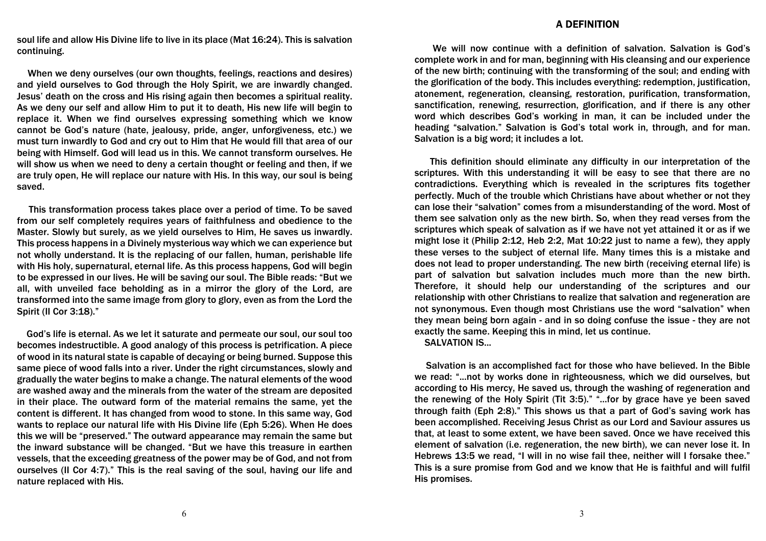soul life and allow His Divine life to live in its place (Mat 16:24). This is salvation continuing.

When we deny ourselves (our own thoughts, feelings, reactions and desires) and yield ourselves to God through the Holy Spirit, we are inwardly changed. Jesus' death on the cross and His rising again then becomes a spiritual reality. As we deny our self and allow Him to put it to death, His new life will begin to replace it. When we find ourselves expressing something which we know cannot be God's nature (hate, jealousy, pride, anger, unforgiveness, etc.) we must turn inwardly to God and cry out to Him that He would fill that area of our being with Himself. God will lead us in this. We cannot transform ourselves. He will show us when we need to deny a certain thought or feeling and then, if we are truly open, He will replace our nature with His. In this way, our soul is being saved.

This transformation process takes place over a period of time. To be saved from our self completely requires years of faithfulness and obedience to the Master. Slowly but surely, as we yield ourselves to Him, He saves us inwardly. This process happens in a Divinely mysterious way which we can experience but not wholly understand. It is the replacing of our fallen, human, perishable life with His holy, supernatural, eternal life. As this process happens, God will begin to be expressed in our lives. He will be saving our soul. The Bible reads: "But we all, with unveiled face beholding as in a mirror the glory of the Lord, are transformed into the same image from glory to glory, even as from the Lord the Spirit (II Cor 3:18)."

God's life is eternal. As we let it saturate and permeate our soul, our soul too becomes indestructible. A good analogy of this process is petrification. A piece of wood in its natural state is capable of decaying or being burned. Suppose this same piece of wood falls into a river. Under the right circumstances, slowly and gradually the water begins to make a change. The natural elements of the wood are washed away and the minerals from the water of the stream are deposited in their place. The outward form of the material remains the same, yet the content is different. It has changed from wood to stone. In this same way, God wants to replace our natural life with His Divine life (Eph 5:26). When He does this we will be "preserved." The outward appearance may remain the same but the inward substance will be changed. "But we have this treasure in earthen vessels, that the exceeding greatness of the power may be of God, and not from ourselves (II Cor 4:7)." This is the real saving of the soul, having our life and nature replaced with His.

## A DEFINITION

We will now continue with a definition of salvation. Salvation is God's complete work in and for man, beginning with His cleansing and our experience of the new birth; continuing with the transforming of the soul; and ending with the glorification of the body. This includes everything: redemption, justification, atonement, regeneration, cleansing, restoration, purification, transformation, sanctification, renewing, resurrection, glorification, and if there is any other word which describes God's working in man, it can be included under the heading "salvation." Salvation is God's total work in, through, and for man. Salvation is a big word; it includes a lot.

This definition should eliminate any difficulty in our interpretation of the scriptures. With this understanding it will be easy to see that there are no contradictions. Everything which is revealed in the scriptures fits together perfectly. Much of the trouble which Christians have about whether or not they can lose their "salvation" comes from a misunderstanding of the word. Most of them see salvation only as the new birth. So, when they read verses from the scriptures which speak of salvation as if we have not yet attained it or as if we might lose it (Philip 2:12, Heb 2:2, Mat 10:22 just to name a few), they apply these verses to the subject of eternal life. Many times this is a mistake and does not lead to proper understanding. The new birth (receiving eternal life) is part of salvation but salvation includes much more than the new birth. Therefore, it should help our understanding of the scriptures and our relationship with other Christians to realize that salvation and regeneration are not synonymous. Even though most Christians use the word "salvation" when they mean being born again - and in so doing confuse the issue - they are not exactly the same. Keeping this in mind, let us continue.

SALVATION IS...

Salvation is an accomplished fact for those who have believed. In the Bible we read: "...not by works done in righteousness, which we did ourselves, but according to His mercy, He saved us, through the washing of regeneration and the renewing of the Holy Spirit (Tit 3:5)." "...for by grace have ye been saved through faith (Eph 2:8)." This shows us that a part of God's saving work has been accomplished. Receiving Jesus Christ as our Lord and Saviour assures us that, at least to some extent, we have been saved. Once we have received this element of salvation (i.e. regeneration, the new birth), we can never lose it. In Hebrews 13:5 we read, "I will in no wise fail thee, neither will I forsake thee." This is a sure promise from God and we know that He is faithful and will fulfil His promises.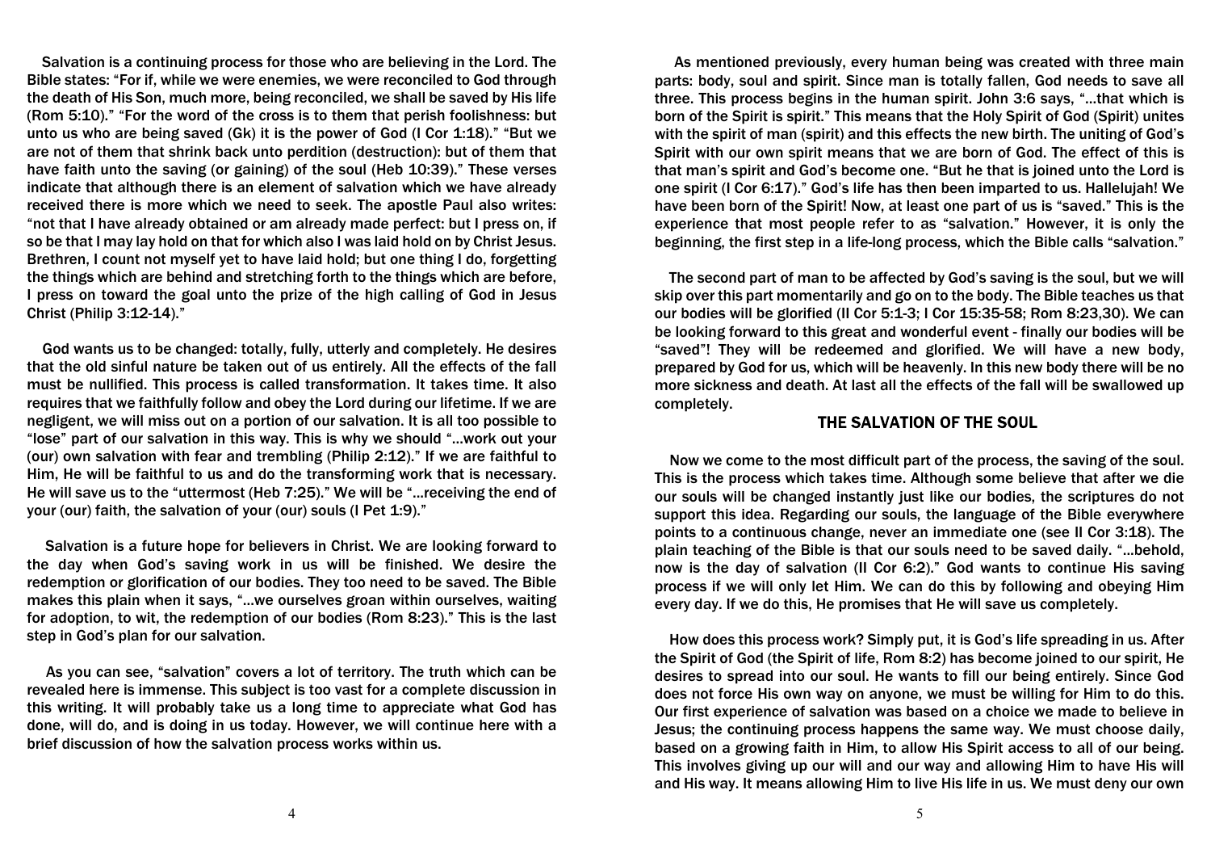Salvation is a continuing process for those who are believing in the Lord. The Bible states: "For if, while we were enemies, we were reconciled to God through the death of His Son, much more, being reconciled, we shall be saved by His life (Rom 5:10)." "For the word of the cross is to them that perish foolishness: but unto us who are being saved (Gk) it is the power of God (I Cor 1:18)." "But we are not of them that shrink back unto perdition (destruction): but of them that have faith unto the saving (or gaining) of the soul (Heb 10:39)." These verses indicate that although there is an element of salvation which we have already received there is more which we need to seek. The apostle Paul also writes: "not that I have already obtained or am already made perfect: but I press on, if so be that I may lay hold on that for which also I was laid hold on by Christ Jesus. Brethren, I count not myself yet to have laid hold; but one thing I do, forgetting the things which are behind and stretching forth to the things which are before, I press on toward the goal unto the prize of the high calling of God in Jesus Christ (Philip 3:12-14)."

God wants us to be changed: totally, fully, utterly and completely. He desires that the old sinful nature be taken out of us entirely. All the effects of the fall must be nullified. This process is called transformation. It takes time. It also requires that we faithfully follow and obey the Lord during our lifetime. If we are negligent, we will miss out on a portion of our salvation. It is all too possible to "lose" part of our salvation in this way. This is why we should "...work out your (our) own salvation with fear and trembling (Philip 2:12)." If we are faithful to Him, He will be faithful to us and do the transforming work that is necessary. He will save us to the "uttermost (Heb 7:25)." We will be "...receiving the end of your (our) faith, the salvation of your (our) souls (I Pet 1:9)."

Salvation is a future hope for believers in Christ. We are looking forward to the day when God's saving work in us will be finished. We desire the redemption or glorification of our bodies. They too need to be saved. The Bible makes this plain when it says, "...we ourselves groan within ourselves, waiting for adoption, to wit, the redemption of our bodies (Rom 8:23)." This is the last step in God's plan for our salvation.

As you can see, "salvation" covers a lot of territory. The truth which can be revealed here is immense. This subject is too vast for a complete discussion in this writing. It will probably take us a long time to appreciate what God has done, will do, and is doing in us today. However, we will continue here with a brief discussion of how the salvation process works within us.

As mentioned previously, every human being was created with three main parts: body, soul and spirit. Since man is totally fallen, God needs to save all three. This process begins in the human spirit. John 3:6 says, "...that which is born of the Spirit is spirit." This means that the Holy Spirit of God (Spirit) unites with the spirit of man (spirit) and this effects the new birth. The uniting of God's Spirit with our own spirit means that we are born of God. The effect of this is that man's spirit and God's become one. "But he that is joined unto the Lord is one spirit (I Cor 6:17)." God's life has then been imparted to us. Hallelujah! We have been born of the Spirit! Now, at least one part of us is "saved." This is the experience that most people refer to as "salvation." However, it is only the beginning, the first step in a life-long process, which the Bible calls "salvation."

The second part of man to be affected by God's saving is the soul, but we will skip over this part momentarily and go on to the body. The Bible teaches us that our bodies will be glorified (II Cor 5:1-3; I Cor 15:35-58; Rom 8:23,30). We can be looking forward to this great and wonderful event - finally our bodies will be "saved"! They will be redeemed and glorified. We will have a new body, prepared by God for us, which will be heavenly. In this new body there will be no more sickness and death. At last all the effects of the fall will be swallowed up completely.

## THE SALVATION OF THE SOUL

Now we come to the most difficult part of the process, the saving of the soul. This is the process which takes time. Although some believe that after we die our souls will be changed instantly just like our bodies, the scriptures do not support this idea. Regarding our souls, the language of the Bible everywhere points to a continuous change, never an immediate one (see II Cor 3:18). The plain teaching of the Bible is that our souls need to be saved daily. "...behold, now is the day of salvation (II Cor 6:2)." God wants to continue His saving process if we will only let Him. We can do this by following and obeying Him every day. If we do this, He promises that He will save us completely.

How does this process work? Simply put, it is God's life spreading in us. After the Spirit of God (the Spirit of life, Rom 8:2) has become joined to our spirit, He desires to spread into our soul. He wants to fill our being entirely. Since God does not force His own way on anyone, we must be willing for Him to do this. Our first experience of salvation was based on a choice we made to believe in Jesus; the continuing process happens the same way. We must choose daily, based on a growing faith in Him, to allow His Spirit access to all of our being. This involves giving up our will and our way and allowing Him to have His will and His way. It means allowing Him to live His life in us. We must deny our own